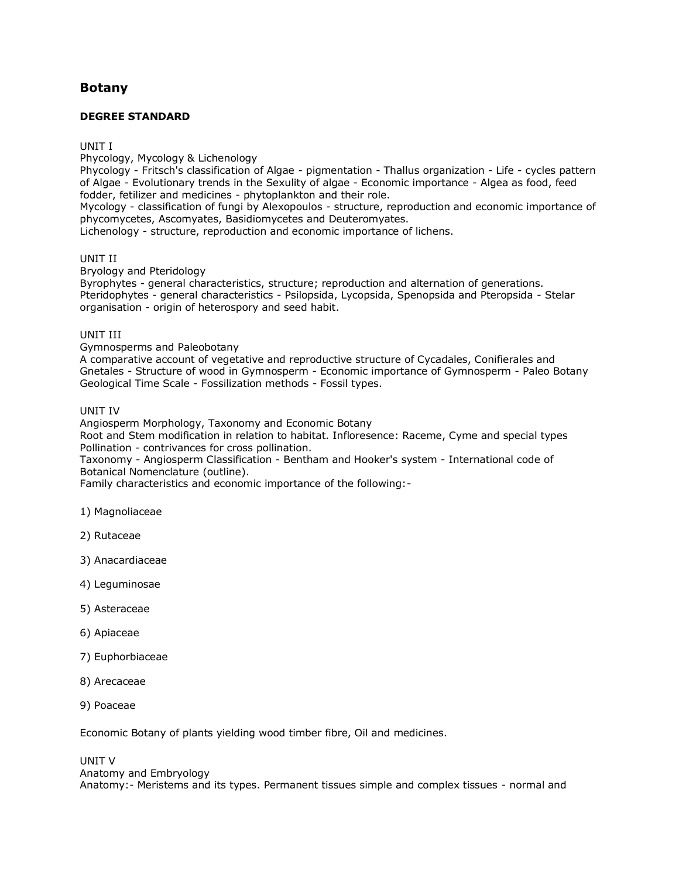# Botany

**DEGREE STANDARD**

UNIT I
Phycology, Mycology & Lichenology
Phycology - Fritsch's classification of Algae - pigmentation - Thallus organization - Life - cycles pattern of Algae - Evolutionary trends in the Sexulity of algae - Economic importance - Algea as food, feed fodder, fetilizer and medicines - phytoplankton and their role.
Mycology - classification of fungi by Alexopoulos - structure, reproduction and economic importance of phycomycetes, Ascomyates, Basidiomycetes and Deuteromyates.
Lichenology - structure, reproduction and economic importance of lichens.

UNIT II
Bryology and Pteridology
Byrophytes - general characteristics, structure; reproduction and alternation of generations.
Pteridophytes - general characteristics - Psilopsida, Lycopsida, Spenopsida and Pteropsida - Stelar organisation - origin of heterospory and seed habit.

UNIT III
Gymnosperms and Paleobotany
A comparative account of vegetative and reproductive structure of Cycadales, Conifierales and Gnetales - Structure of wood in Gymnosperm - Economic importance of Gymnosperm - Paleo Botany Geological Time Scale - Fossilization methods - Fossil types.

UNIT IV
Angiosperm Morphology, Taxonomy and Economic Botany
Root and Stem modification in relation to habitat. Infloresence: Raceme, Cyme and special types Pollination - contrivances for cross pollination.
Taxonomy - Angiosperm Classification - Bentham and Hooker's system - International code of Botanical Nomenclature (outline).
Family characteristics and economic importance of the following:-

1) Magnoliaceae

2) Rutaceae

3) Anacardiaceae

4) Leguminosae

5) Asteraceae

6) Apiaceae

7) Euphorbiaceae

8) Arecaceae

9) Poaceae

Economic Botany of plants yielding wood timber fibre, Oil and medicines.

UNIT V
Anatomy and Embryology
Anatomy:- Meristems and its types. Permanent tissues simple and complex tissues - normal and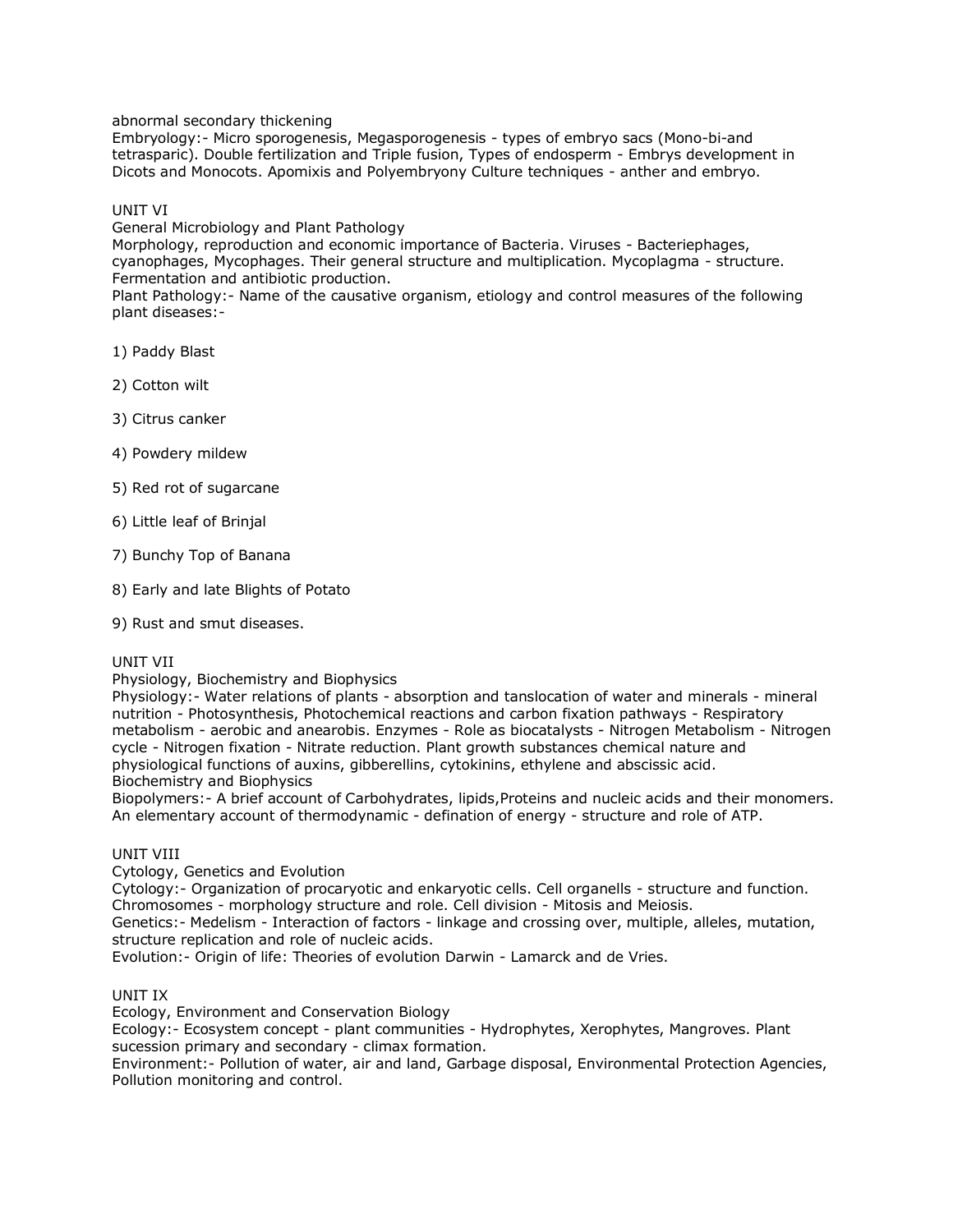abnormal secondary thickening

Embryology:- Micro sporogenesis, Megasporogenesis - types of embryo sacs (Mono-bi-and tetrasparic). Double fertilization and Triple fusion, Types of endosperm - Embrys development in Dicots and Monocots. Apomixis and Polyembryony Culture techniques - anther and embryo.

## UNIT VI

### General Microbiology and Plant Pathology

Morphology, reproduction and economic importance of Bacteria. Viruses - Bacteriephages, cyanophages, Mycophages. Their general structure and multiplication. Mycoplagma - structure. Fermentation and antibiotic production.

Plant Pathology:- Name of the causative organism, etiology and control measures of the following plant diseases:-

1) Paddy Blast

2) Cotton wilt

3) Citrus canker

4) Powdery mildew

5) Red rot of sugarcane

6) Little leaf of Brinjal

7) Bunchy Top of Banana

8) Early and late Blights of Potato

9) Rust and smut diseases.

## UNIT VII

### Physiology, Biochemistry and Biophysics

Physiology:- Water relations of plants - absorption and tanslocation of water and minerals - mineral nutrition - Photosynthesis, Photochemical reactions and carbon fixation pathways - Respiratory metabolism - aerobic and anearobis. Enzymes - Role as biocatalysts - Nitrogen Metabolism - Nitrogen cycle - Nitrogen fixation - Nitrate reduction. Plant growth substances chemical nature and physiological functions of auxins, gibberellins, cytokinins, ethylene and abscissic acid.

Biochemistry and Biophysics

Biopolymers:- A brief account of Carbohydrates, lipids,Proteins and nucleic acids and their monomers. An elementary account of thermodynamic - defination of energy - structure and role of ATP.

## UNIT VIII

### Cytology, Genetics and Evolution

Cytology:- Organization of procaryotic and enkaryotic cells. Cell organells - structure and function. Chromosomes - morphology structure and role. Cell division - Mitosis and Meiosis.

Genetics:- Medelism - Interaction of factors - linkage and crossing over, multiple, alleles, mutation, structure replication and role of nucleic acids.

Evolution:- Origin of life: Theories of evolution Darwin - Lamarck and de Vries.

## UNIT IX

### Ecology, Environment and Conservation Biology

Ecology:- Ecosystem concept - plant communities - Hydrophytes, Xerophytes, Mangroves. Plant sucession primary and secondary - climax formation.

Environment:- Pollution of water, air and land, Garbage disposal, Environmental Protection Agencies, Pollution monitoring and control.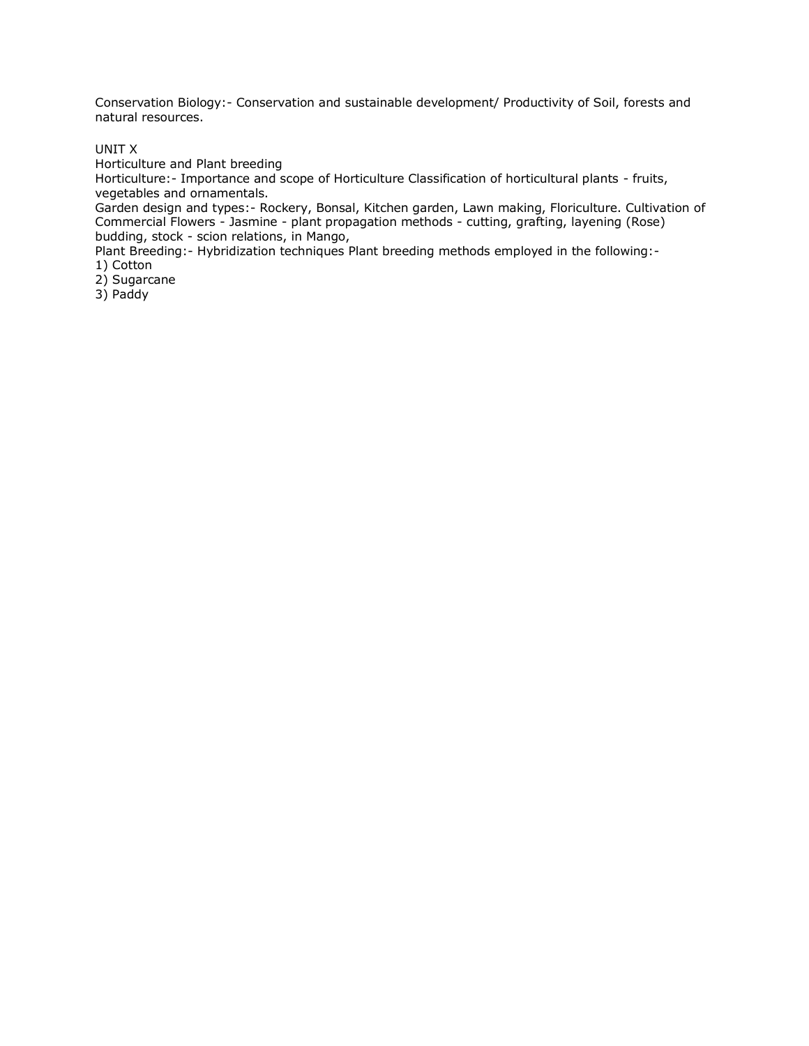Conservation Biology:- Conservation and sustainable development/ Productivity of Soil, forests and natural resources.

UNIT X

Horticulture and Plant breeding

Horticulture:- Importance and scope of Horticulture Classification of horticultural plants - fruits, vegetables and ornamentals.

Garden design and types:- Rockery, Bonsal, Kitchen garden, Lawn making, Floriculture. Cultivation of Commercial Flowers - Jasmine - plant propagation methods - cutting, grafting, layening (Rose) budding, stock - scion relations, in Mango,

Plant Breeding:- Hybridization techniques Plant breeding methods employed in the following:-

1) Cotton
2) Sugarcane
3) Paddy